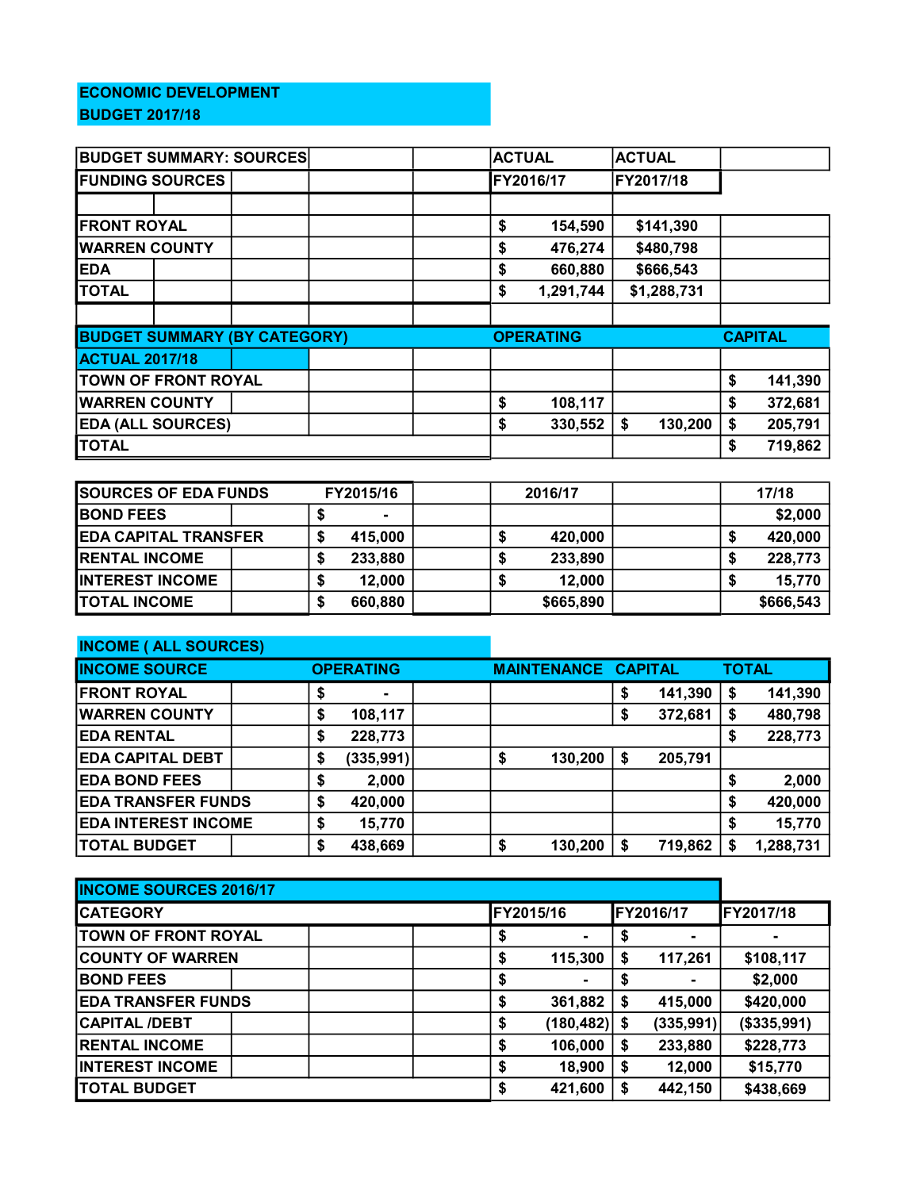**ECONOMIC DEVELOPMENT**
**BUDGET 2017/18**

| BUDGET SUMMARY: SOURCES | | | | ACTUAL | ACTUAL | |
|---|---|---|---|---|---|---|
| FUNDING SOURCES | | | | FY2016/17 | FY2017/18 | |
| | | | | | | |
| FRONT ROYAL | | | | $ 154,590 | $141,390 | |
| WARREN COUNTY | | | | $ 476,274 | $480,798 | |
| EDA | | | | $ 660,880 | $666,543 | |
| TOTAL | | | | $ 1,291,744 | $1,288,731 | |

| BUDGET SUMMARY (BY CATEGORY) | | | OPERATING | | CAPITAL |
|---|---|---|---|---|---|
| ACTUAL 2017/18 | | | | | |
| TOWN OF FRONT ROYAL | | | | | $ 141,390 |
| WARREN COUNTY | | | $ 108,117 | | $ 372,681 |
| EDA (ALL SOURCES) | | | $ 330,552 | $ 130,200 | $ 205,791 |
| TOTAL | | | | | $ 719,862 |

| SOURCES OF EDA FUNDS | FY2015/16 | | 2016/17 | | 17/18 |
|---|---|---|---|---|---|
| BOND FEES | $ - | | | | $2,000 |
| EDA CAPITAL TRANSFER | $ 415,000 | | $ 420,000 | | $ 420,000 |
| RENTAL INCOME | $ 233,880 | | $ 233,890 | | $ 228,773 |
| INTEREST INCOME | $ 12,000 | | $ 12,000 | | $ 15,770 |
| TOTAL INCOME | $ 660,880 | | $665,890 | | $666,543 |

**INCOME ( ALL SOURCES)**

| INCOME SOURCE | OPERATING | | MAINTENANCE | CAPITAL | TOTAL |
|---|---|---|---|---|---|
| FRONT ROYAL | $ - | | | $ 141,390 | $ 141,390 |
| WARREN COUNTY | $ 108,117 | | | $ 372,681 | $ 480,798 |
| EDA RENTAL | $ 228,773 | | | | $ 228,773 |
| EDA CAPITAL DEBT | $ (335,991) | | $ 130,200 | $ 205,791 | |
| EDA BOND FEES | $ 2,000 | | | | $ 2,000 |
| EDA TRANSFER FUNDS | $ 420,000 | | | | $ 420,000 |
| EDA INTEREST INCOME | $ 15,770 | | | | $ 15,770 |
| TOTAL BUDGET | $ 438,669 | | $ 130,200 | $ 719,862 | $ 1,288,731 |

| INCOME SOURCES 2016/17 | | | | | |
|---|---|---|---|---|---|
| CATEGORY | | | FY2015/16 | FY2016/17 | FY2017/18 |
| TOWN OF FRONT ROYAL | | | $ - | $ - | - |
| COUNTY OF WARREN | | | $ 115,300 | $ 117,261 | $108,117 |
| BOND FEES | | | $ - | $ - | $2,000 |
| EDA TRANSFER FUNDS | | | $ 361,882 | $ 415,000 | $420,000 |
| CAPITAL /DEBT | | | $ (180,482) | $ (335,991) | ($335,991) |
| RENTAL INCOME | | | $ 106,000 | $ 233,880 | $228,773 |
| INTEREST INCOME | | | $ 18,900 | $ 12,000 | $15,770 |
| TOTAL BUDGET | | | $ 421,600 | $ 442,150 | $438,669 |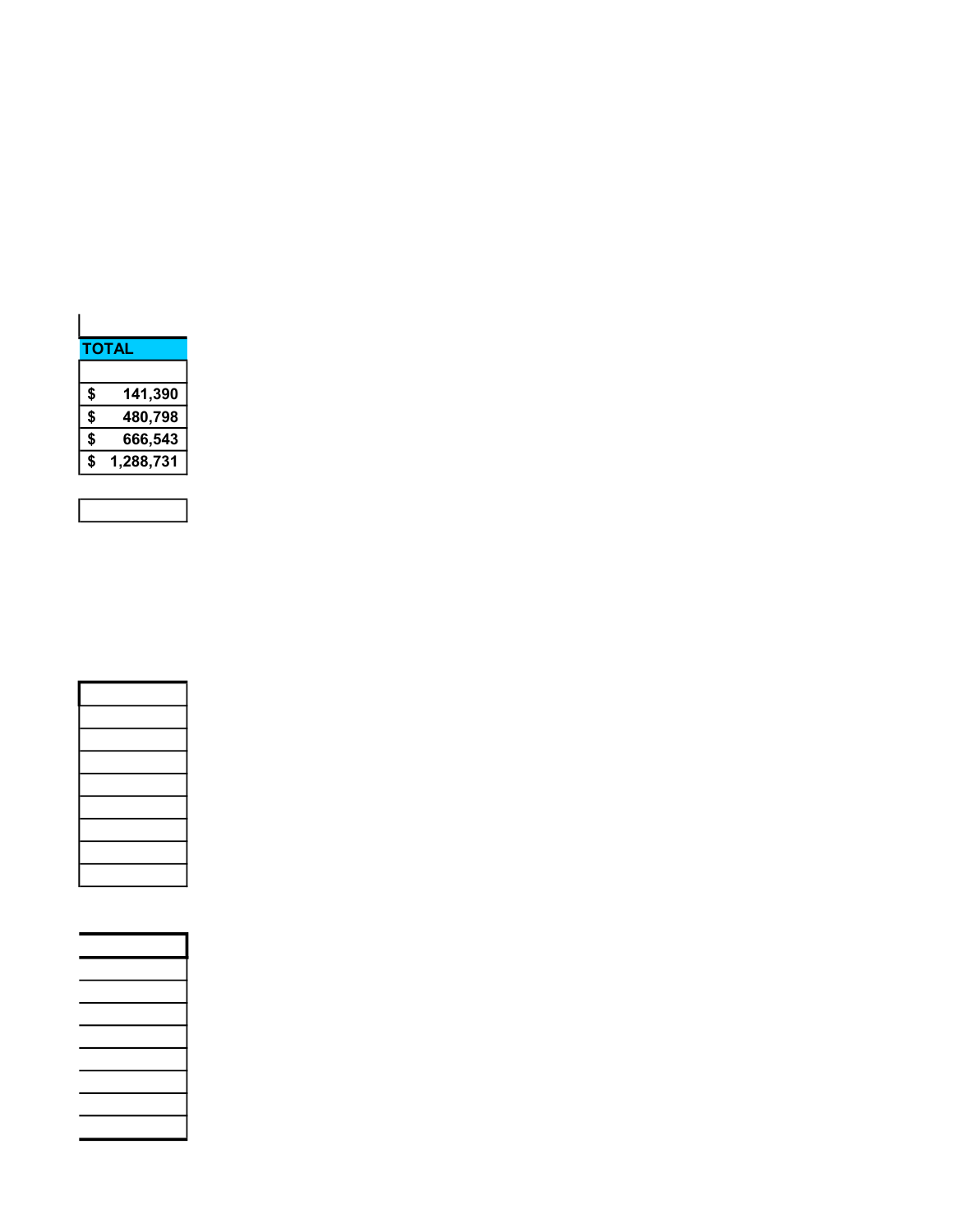| TOTAL |
| --- |
| |
| $ 141,390 |
| $ 480,798 |
| $ 666,543 |
| $ 1,288,731 |